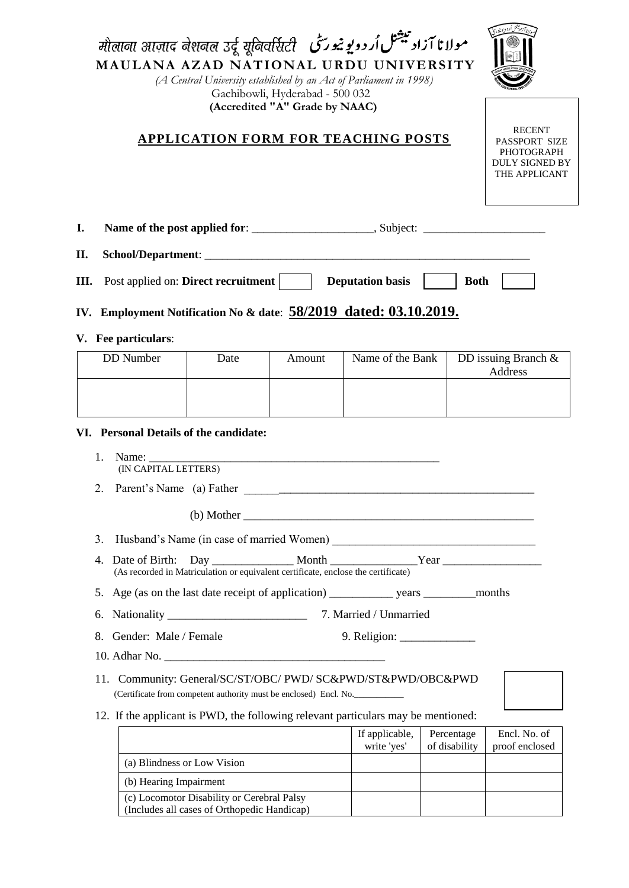मौलाना आज़ाद नेशनल उर्दू यूनिवर्सिटी مولانا آزاد نیشنل اُردو یونیورسٹی

**MAULANA AZAD NATIONAL URDU UNIVERSITY**

*(A Central University established by an Act of Parliament in 1998)*

Gachibowli, Hyderabad - 500 032

**(Accredited "A" Grade by NAAC)**

RECENT PASSPORT SIZE PHOTOGRAPH DULY SIGNED BY THE APPLICANT

## APPLICATION FORM FOR TEACHING POSTS

**I. Name of the post applied for**: ____________________, Subject: ____________________

**II. School/Department**: ________________________________________________________

**III.** Post applied on: **Direct recruitment** ☐ **Deputation basis** ☐ **Both** ☐

**IV. Employment Notification No & date**: **58/2019 dated: 03.10.2019.**

**V. Fee particulars**:

| DD Number | Date | Amount | Name of the Bank | DD issuing Branch & Address |
|---|---|---|---|---|
| | | | | |

**VI. Personal Details of the candidate:**

1. Name: ________________________________________________
   (IN CAPITAL LETTERS)
2. Parent's Name (a) Father ______________________________________________

   (b) Mother ______________________________________________
3. Husband's Name (in case of married Women) __________________________________
4. Date of Birth: Day _____________ Month ______________ Year ________________
   (As recorded in Matriculation or equivalent certificate, enclose the certificate)
5. Age (as on the last date receipt of application) __________ years ________months
6. Nationality _______________________ 7. Married / Unmarried
8. Gender: Male / Female 9. Religion: ____________
10. Adhar No. ____________________________________
11. Community: General/SC/ST/OBC/ PWD/ SC&PWD/ST&PWD/OBC&PWD ☐
    (Certificate from competent authority must be enclosed) Encl. No.__________
12. If the applicant is PWD, the following relevant particulars may be mentioned:

| | If applicable, write 'yes' | Percentage of disability | Encl. No. of proof enclosed |
|---|---|---|---|
| (a) Blindness or Low Vision | | | |
| (b) Hearing Impairment | | | |
| (c) Locomotor Disability or Cerebral Palsy (Includes all cases of Orthopedic Handicap) | | | |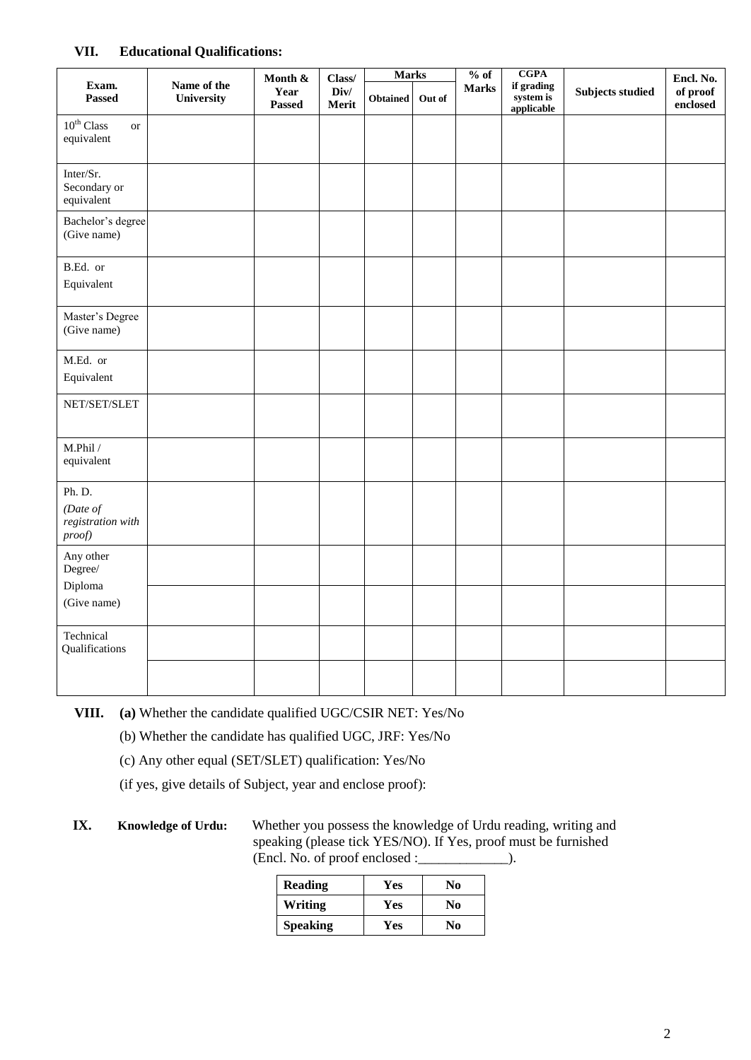## VII. Educational Qualifications:

| Exam. Passed | Name of the University | Month & Year Passed | Class/ Div/ Merit | Marks | | % of Marks | CGPA if grading system is applicable | Subjects studied | Encl. No. of proof enclosed |
|---|---|---|---|---|---|---|---|---|---|
| | | | | Obtained | Out of | | | | |
| 10th Class or equivalent | | | | | | | | | |
| Inter/Sr. Secondary or equivalent | | | | | | | | | |
| Bachelor's degree (Give name) | | | | | | | | | |
| B.Ed. or Equivalent | | | | | | | | | |
| Master's Degree (Give name) | | | | | | | | | |
| M.Ed. or Equivalent | | | | | | | | | |
| NET/SET/SLET | | | | | | | | | |
| M.Phil / equivalent | | | | | | | | | |
| Ph. D. *(Date of registration with proof)* | | | | | | | | | |
| Any other Degree/ Diploma (Give name) | | | | | | | | | |
| | | | | | | | | | |
| Technical Qualifications | | | | | | | | | |
| | | | | | | | | | |

**VIII.** **(a)** Whether the candidate qualified UGC/CSIR NET: Yes/No

(b) Whether the candidate has qualified UGC, JRF: Yes/No

(c) Any other equal (SET/SLET) qualification: Yes/No

(if yes, give details of Subject, year and enclose proof):

**IX.** **Knowledge of Urdu:** Whether you possess the knowledge of Urdu reading, writing and speaking (please tick YES/NO). If Yes, proof must be furnished (Encl. No. of proof enclosed :_____________).

| | | |
|---|---|---|
| **Reading** | **Yes** | **No** |
| **Writing** | **Yes** | **No** |
| **Speaking** | **Yes** | **No** |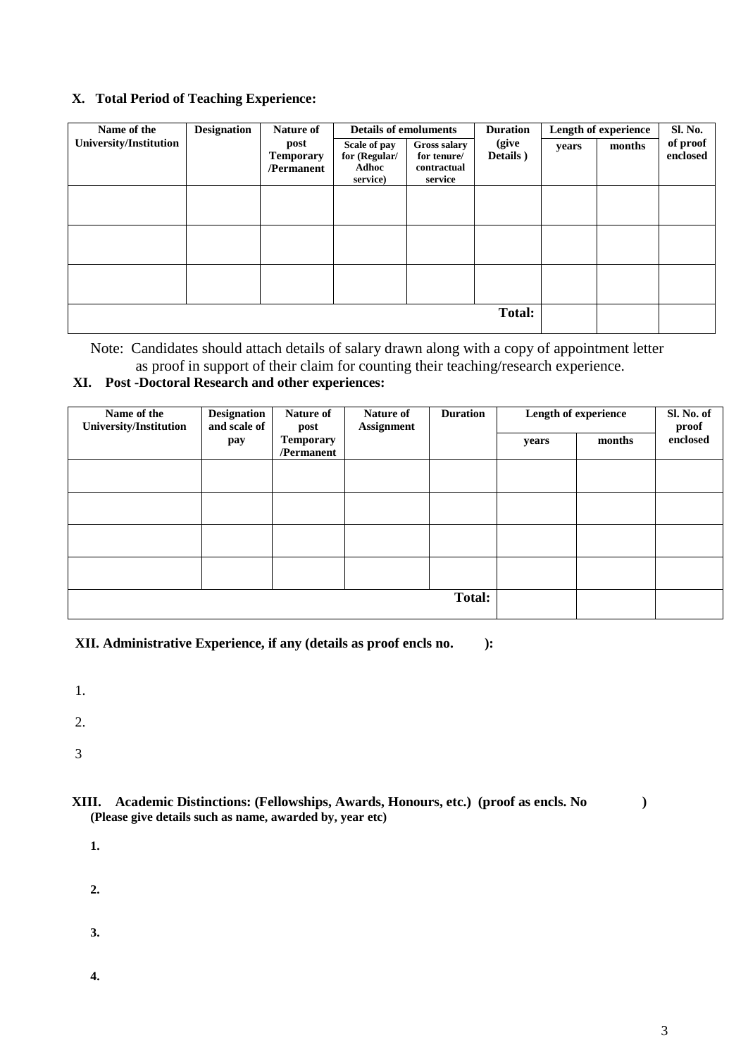### X. Total Period of Teaching Experience:

| Name of the University/Institution | Designation | Nature of post Temporary /Permanent | Details of emoluments | | Duration (give Details ) | Length of experience | | Sl. No. of proof enclosed |
|---|---|---|---|---|---|---|---|---|
| | | | Scale of pay for (Regular/ Adhoc service) | Gross salary for tenure/ contractual service | | years | months | |
| | | | | | | | | |
| | | | | | | | | |
| | | | | | | | | |
| | | | | | | **Total:** | | |

Note: Candidates should attach details of salary drawn along with a copy of appointment letter as proof in support of their claim for counting their teaching/research experience.

### XI. Post -Doctoral Research and other experiences:

| Name of the University/Institution | Designation and scale of pay | Nature of post Temporary /Permanent | Nature of Assignment | Duration | Length of experience | | Sl. No. of proof enclosed |
|---|---|---|---|---|---|---|---|
| | | | | | years | months | |
| | | | | | | | |
| | | | | | | | |
| | | | | | | | |
| | | | | | | | |
| | | | | **Total:** | | | |

### XII. Administrative Experience, if any (details as proof encls no. ):

1.

2.

3

### XIII. Academic Distinctions: (Fellowships, Awards, Honours, etc.) (proof as encls. No )

**(Please give details such as name, awarded by, year etc)**

**1.**

**2.**

**3.**

**4.**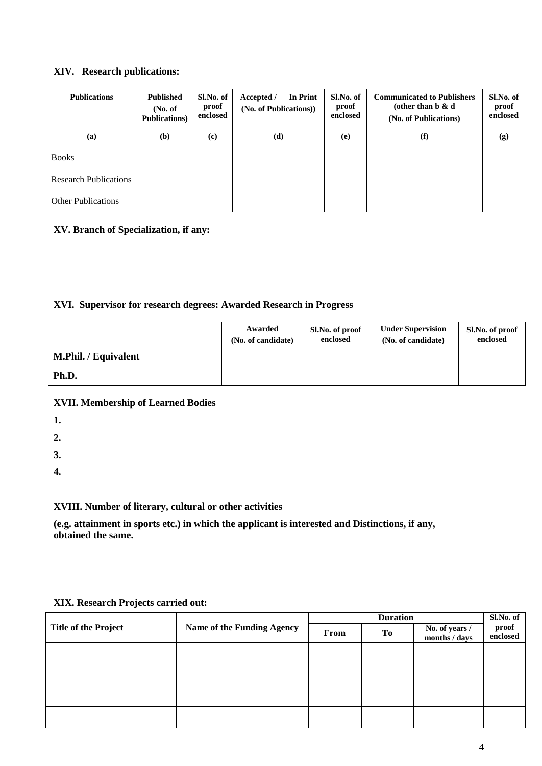### XIV. Research publications:

| Publications | Published (No. of Publications) | Sl.No. of proof enclosed | Accepted / In Print (No. of Publications)) | Sl.No. of proof enclosed | Communicated to Publishers (other than b & d (No. of Publications) | Sl.No. of proof enclosed |
|---|---|---|---|---|---|---|
| (a) | (b) | (c) | (d) | (e) | (f) | (g) |
| Books | | | | | | |
| Research Publications | | | | | | |
| Other Publications | | | | | | |

### XV. Branch of Specialization, if any:

### XVI. Supervisor for research degrees: Awarded Research in Progress

| | Awarded (No. of candidate) | Sl.No. of proof enclosed | Under Supervision (No. of candidate) | Sl.No. of proof enclosed |
|---|---|---|---|---|
| **M.Phil. / Equivalent** | | | | |
| **Ph.D.** | | | | |

### XVII. Membership of Learned Bodies

**1.**

**2.**

**3.**

**4.**

### XVIII. Number of literary, cultural or other activities

**(e.g. attainment in sports etc.) in which the applicant is interested and Distinctions, if any, obtained the same.**

### XIX. Research Projects carried out:

| Title of the Project | Name of the Funding Agency | Duration | | | Sl.No. of proof enclosed |
|---|---|---|---|---|---|
| | | From | To | No. of years / months / days | |
| | | | | | |
| | | | | | |
| | | | | | |
| | | | | | |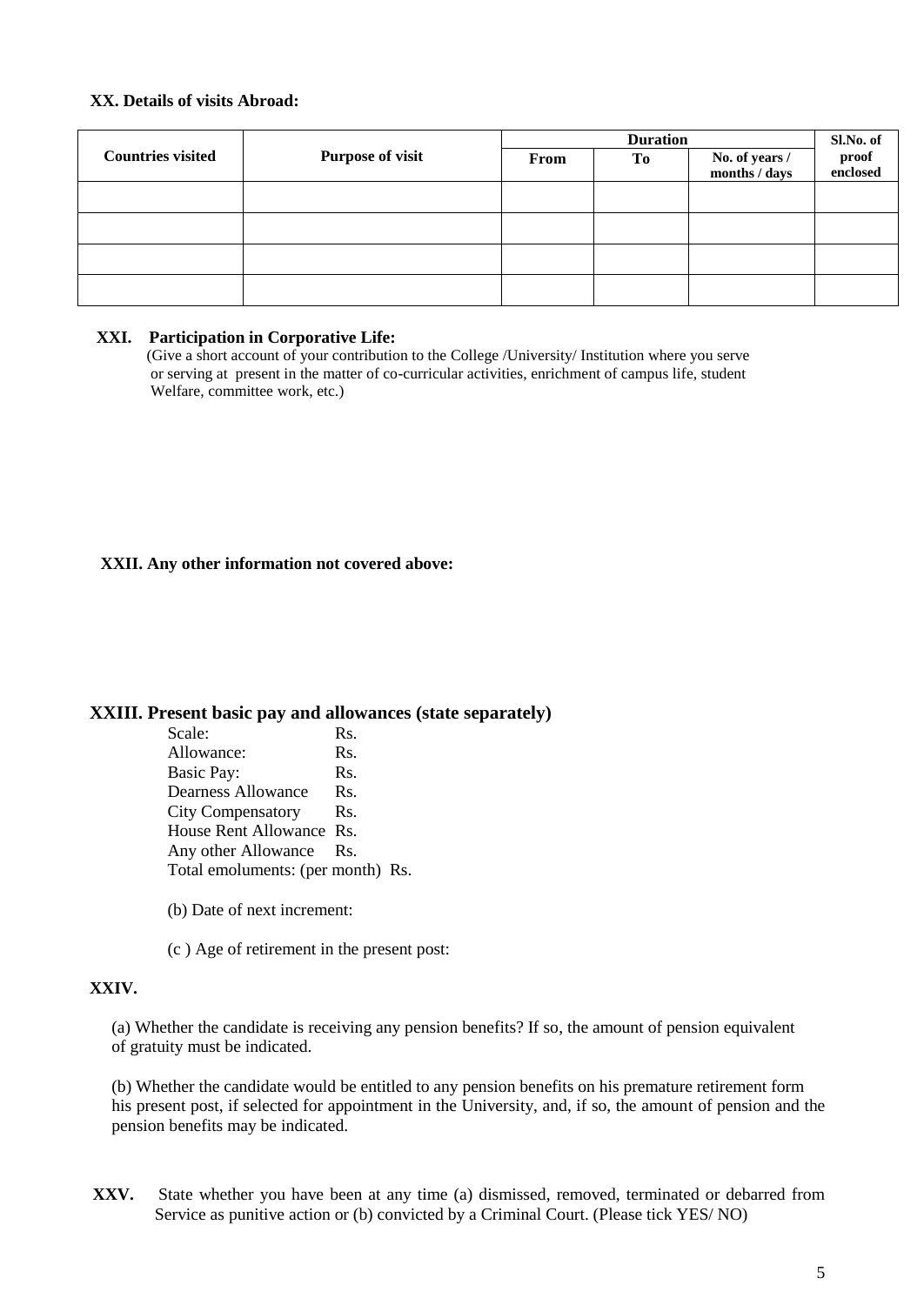**XX. Details of visits Abroad:**

| Countries visited | Purpose of visit | Duration | | | Sl.No. of proof enclosed |
|---|---|---|---|---|---|
| | | From | To | No. of years / months / days | |
| | | | | | |
| | | | | | |
| | | | | | |
| | | | | | |

**XXI. Participation in Corporative Life:**

(Give a short account of your contribution to the College /University/ Institution where you serve or serving at present in the matter of co-curricular activities, enrichment of campus life, student Welfare, committee work, etc.)

**XXII. Any other information not covered above:**

**XXIII. Present basic pay and allowances (state separately)**

Scale: Rs.
Allowance: Rs.
Basic Pay: Rs.
Dearness Allowance Rs.
City Compensatory Rs.
House Rent Allowance Rs.
Any other Allowance Rs.
Total emoluments: (per month) Rs.

(b) Date of next increment:

(c ) Age of retirement in the present post:

**XXIV.**

(a) Whether the candidate is receiving any pension benefits? If so, the amount of pension equivalent of gratuity must be indicated.

(b) Whether the candidate would be entitled to any pension benefits on his premature retirement form his present post, if selected for appointment in the University, and, if so, the amount of pension and the pension benefits may be indicated.

**XXV.** State whether you have been at any time (a) dismissed, removed, terminated or debarred from Service as punitive action or (b) convicted by a Criminal Court. (Please tick YES/ NO)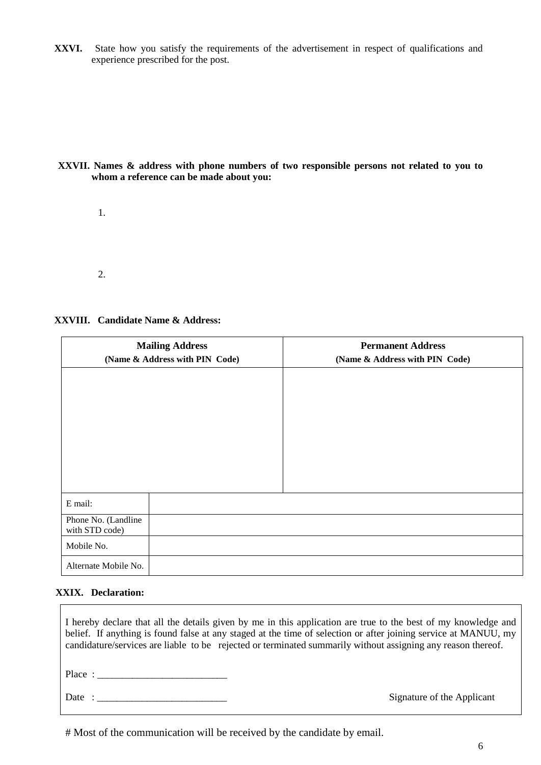**XXVI.** State how you satisfy the requirements of the advertisement in respect of qualifications and experience prescribed for the post.

**XXVII. Names & address with phone numbers of two responsible persons not related to you to whom a reference can be made about you:**

1.

2.

**XXVIII. Candidate Name & Address:**

| **Mailing Address (Name & Address with PIN Code)** | | **Permanent Address (Name & Address with PIN Code)** |
|---|---|---|
| | | |
| E mail: | | |
| Phone No. (Landline with STD code) | | |
| Mobile No. | | |
| Alternate Mobile No. | | |

**XXIX. Declaration:**

I hereby declare that all the details given by me in this application are true to the best of my knowledge and belief. If anything is found false at any staged at the time of selection or after joining service at MANUU, my candidature/services are liable to be rejected or terminated summarily without assigning any reason thereof.

Place : ___________________________

Date : ___________________________

Signature of the Applicant

# Most of the communication will be received by the candidate by email.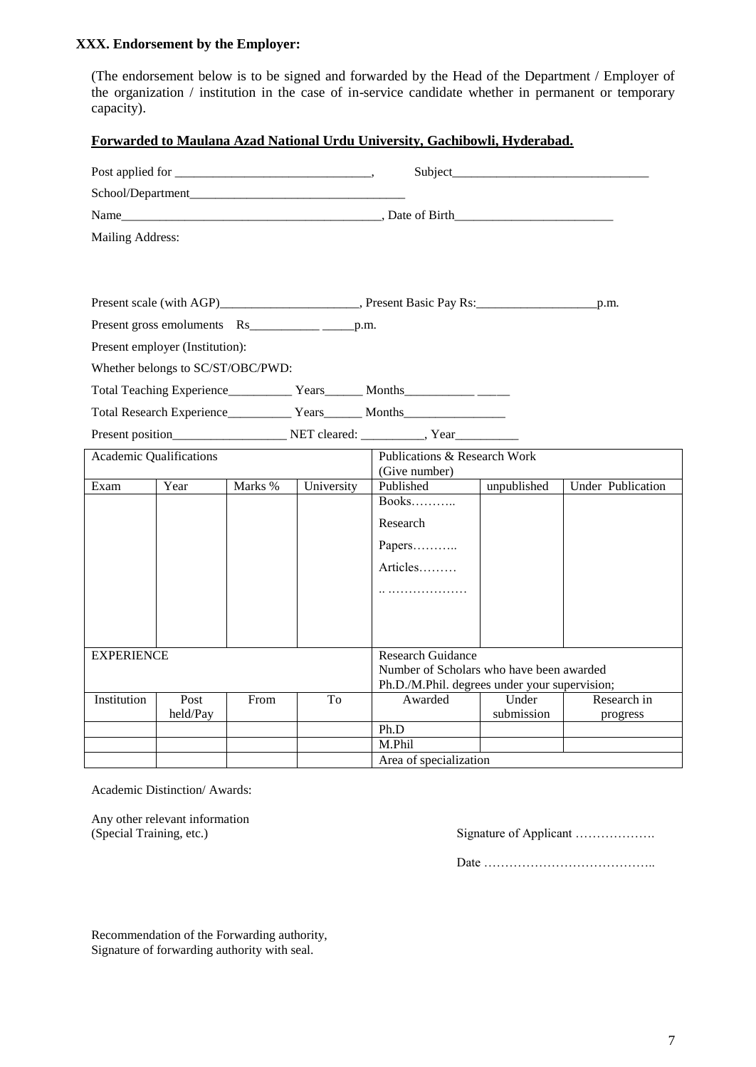**XXX. Endorsement by the Employer:**

(The endorsement below is to be signed and forwarded by the Head of the Department / Employer of the organization / institution in the case of in-service candidate whether in permanent or temporary capacity).

**Forwarded to Maulana Azad National Urdu University, Gachibowli, Hyderabad.**

Post applied for _______________________________, Subject_______________________________

School/Department__________________________________

Name_________________________________________, Date of Birth_________________________

Mailing Address:

Present scale (with AGP)______________________, Present Basic Pay Rs:___________________p.m.

Present gross emoluments Rs___________ _____p.m.

Present employer (Institution):

Whether belongs to SC/ST/OBC/PWD:

Total Teaching Experience__________ Years______ Months___________ _____

Total Research Experience__________ Years______ Months________________

Present position__________________ NET cleared: __________, Year__________

| Academic Qualifications | | | | Publications & Research Work (Give number) | | |
|---|---|---|---|---|---|---|
| Exam | Year | Marks % | University | Published | unpublished | Under Publication |
| | | | | Books………..<br>Research<br>Papers………..<br>Articles………<br>.. ………………. | | |
| EXPERIENCE | | | | Research Guidance<br>Number of Scholars who have been awarded<br>Ph.D./M.Phil. degrees under your supervision; | | |
| Institution | Post held/Pay | From | To | Awarded | Under submission | Research in progress |
| | | | | Ph.D | | |
| | | | | M.Phil | | |
| | | | | Area of specialization | | |

Academic Distinction/ Awards:

Any other relevant information
(Special Training, etc.)

Signature of Applicant ……………….

Date …………………………………..

Recommendation of the Forwarding authority,
Signature of forwarding authority with seal.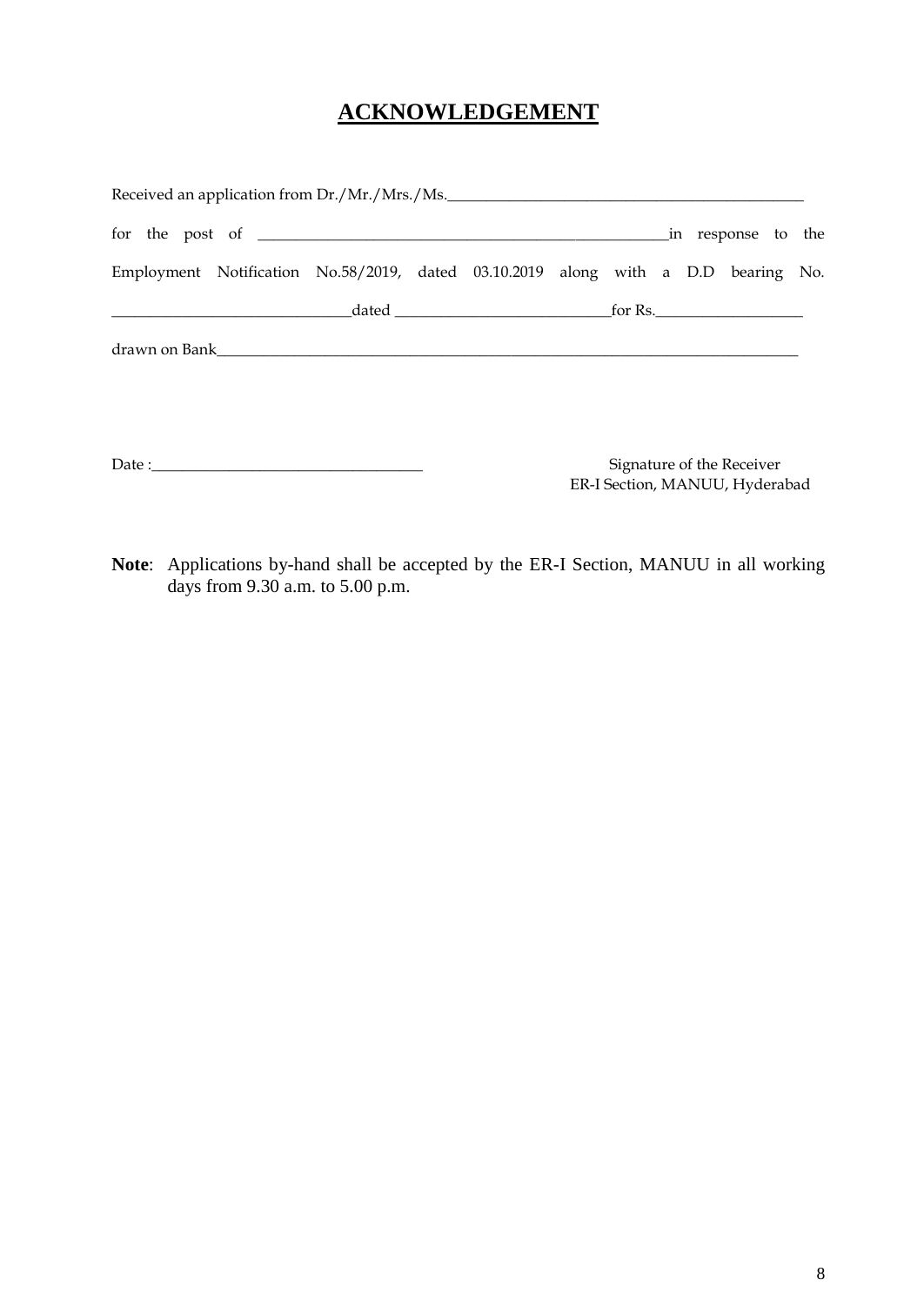# ACKNOWLEDGEMENT

Received an application from Dr./Mr./Mrs./Ms.\_\_\_\_\_\_\_\_\_\_\_\_\_\_\_\_\_\_\_\_\_\_\_\_\_\_\_\_\_\_\_\_\_\_\_\_\_\_\_\_\_\_\_\_\_\_

for the post of \_\_\_\_\_\_\_\_\_\_\_\_\_\_\_\_\_\_\_\_\_\_\_\_\_\_\_\_\_\_\_\_\_\_\_\_\_\_\_\_\_\_\_\_\_\_\_\_\_\_\_\_\_\_in response to the

Employment Notification No.58/2019, dated 03.10.2019 along with a D.D bearing No.

\_\_\_\_\_\_\_\_\_\_\_\_\_\_\_\_\_\_\_\_\_\_\_\_\_\_\_\_\_\_\_\_dated \_\_\_\_\_\_\_\_\_\_\_\_\_\_\_\_\_\_\_\_\_\_\_\_\_\_\_\_\_\_for Rs.\_\_\_\_\_\_\_\_\_\_\_\_\_\_\_\_\_\_\_\_

drawn on Bank\_\_\_\_\_\_\_\_\_\_\_\_\_\_\_\_\_\_\_\_\_\_\_\_\_\_\_\_\_\_\_\_\_\_\_\_\_\_\_\_\_\_\_\_\_\_\_\_\_\_\_\_\_\_\_\_\_\_\_\_\_\_\_\_\_\_\_\_\_\_\_\_\_\_\_\_\_\_

Date :\_\_\_\_\_\_\_\_\_\_\_\_\_\_\_\_\_\_\_\_\_\_\_\_\_\_\_\_\_\_\_\_\_\_\_\_

Signature of the Receiver
ER-I Section, MANUU, Hyderabad

**Note**: Applications by-hand shall be accepted by the ER-I Section, MANUU in all working days from 9.30 a.m. to 5.00 p.m.